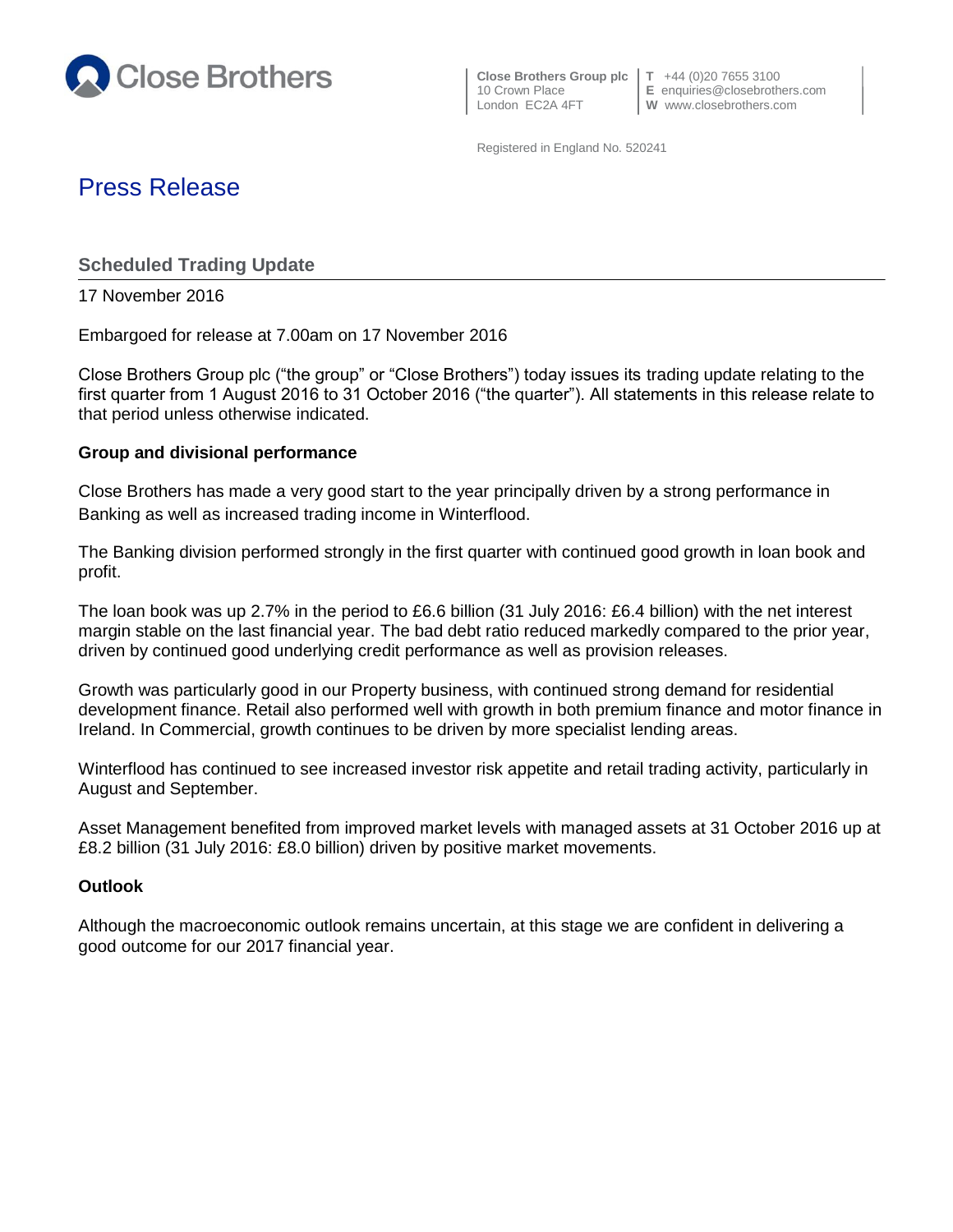Close Brothers

**Close Brothers Group plc**
10 Crown Place
London EC2A 4FT

**T** +44 (0)20 7655 3100
**E** enquiries@closebrothers.com
**W** www.closebrothers.com

Registered in England No. 520241

# Press Release

## Scheduled Trading Update

17 November 2016

Embargoed for release at 7.00am on 17 November 2016

Close Brothers Group plc ("the group" or "Close Brothers") today issues its trading update relating to the first quarter from 1 August 2016 to 31 October 2016 ("the quarter"). All statements in this release relate to that period unless otherwise indicated.

### Group and divisional performance

Close Brothers has made a very good start to the year principally driven by a strong performance in Banking as well as increased trading income in Winterflood.

The Banking division performed strongly in the first quarter with continued good growth in loan book and profit.

The loan book was up 2.7% in the period to £6.6 billion (31 July 2016: £6.4 billion) with the net interest margin stable on the last financial year. The bad debt ratio reduced markedly compared to the prior year, driven by continued good underlying credit performance as well as provision releases.

Growth was particularly good in our Property business, with continued strong demand for residential development finance. Retail also performed well with growth in both premium finance and motor finance in Ireland. In Commercial, growth continues to be driven by more specialist lending areas.

Winterflood has continued to see increased investor risk appetite and retail trading activity, particularly in August and September.

Asset Management benefited from improved market levels with managed assets at 31 October 2016 up at £8.2 billion (31 July 2016: £8.0 billion) driven by positive market movements.

### Outlook

Although the macroeconomic outlook remains uncertain, at this stage we are confident in delivering a good outcome for our 2017 financial year.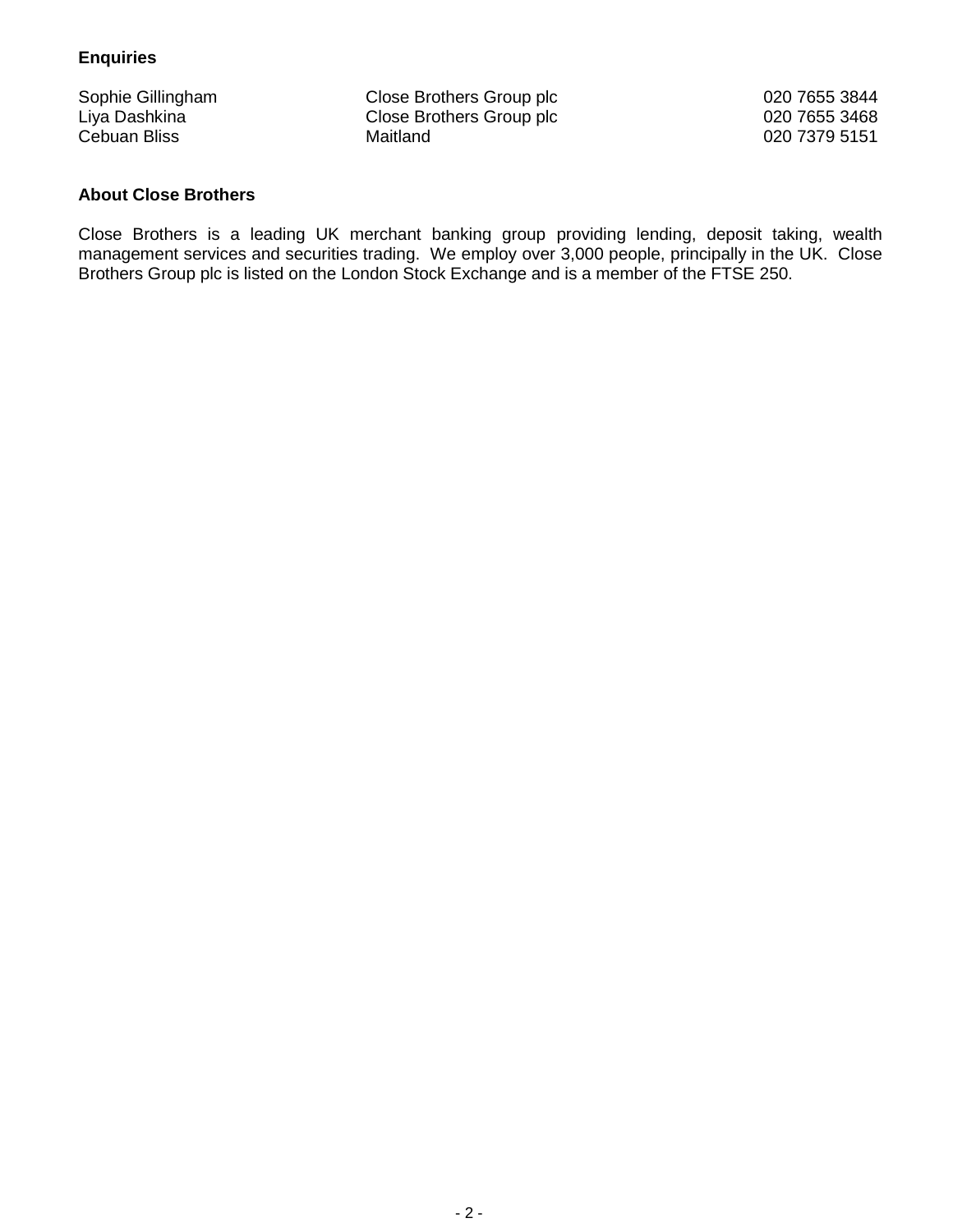**Enquiries**

| | | |
|---|---|---|
| Sophie Gillingham | Close Brothers Group plc | 020 7655 3844 |
| Liya Dashkina | Close Brothers Group plc | 020 7655 3468 |
| Cebuan Bliss | Maitland | 020 7379 5151 |

**About Close Brothers**

Close Brothers is a leading UK merchant banking group providing lending, deposit taking, wealth management services and securities trading. We employ over 3,000 people, principally in the UK. Close Brothers Group plc is listed on the London Stock Exchange and is a member of the FTSE 250.